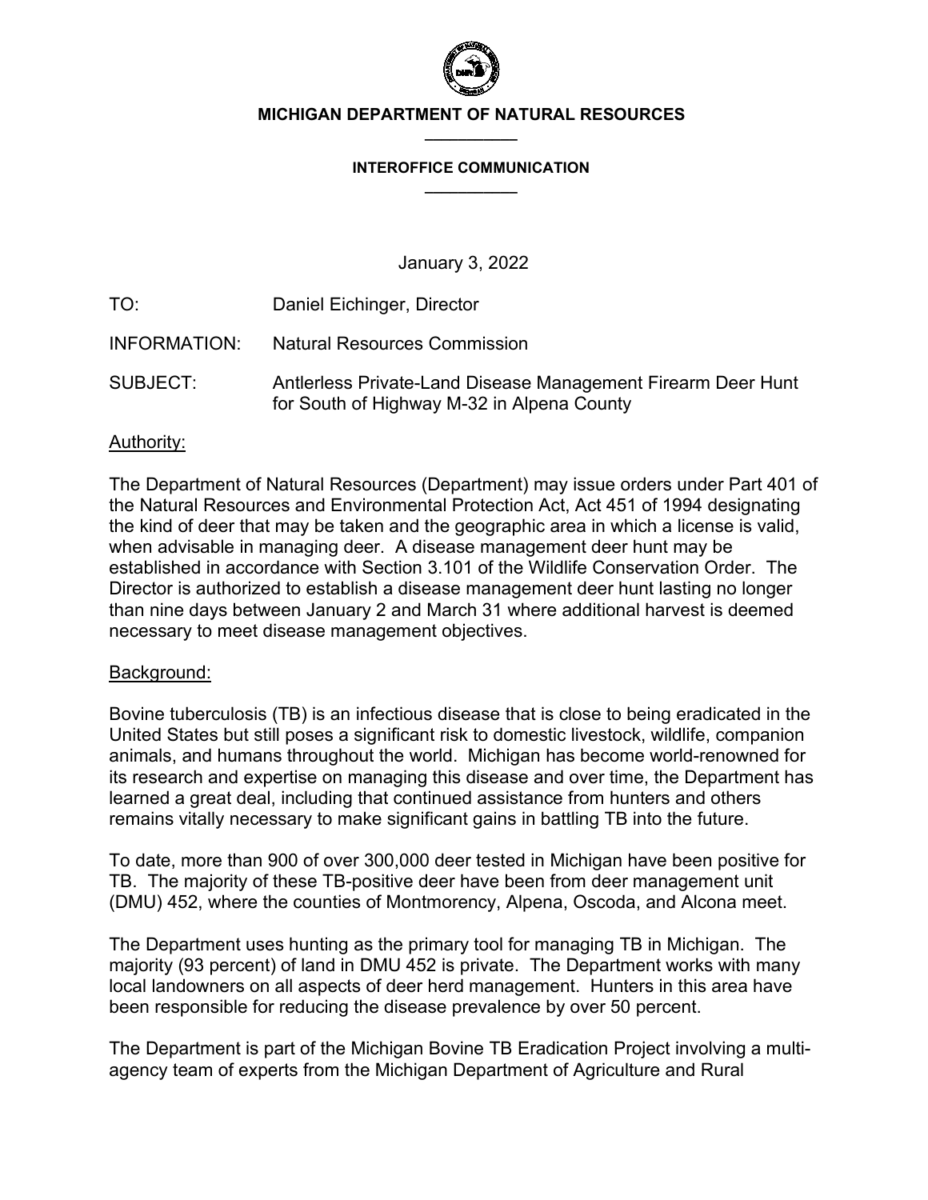**MICHIGAN DEPARTMENT OF NATURAL RESOURCES**

**INTEROFFICE COMMUNICATION**

January 3, 2022

TO: Daniel Eichinger, Director

INFORMATION: Natural Resources Commission

SUBJECT: Antlerless Private-Land Disease Management Firearm Deer Hunt for South of Highway M-32 in Alpena County

Authority:

The Department of Natural Resources (Department) may issue orders under Part 401 of the Natural Resources and Environmental Protection Act, Act 451 of 1994 designating the kind of deer that may be taken and the geographic area in which a license is valid, when advisable in managing deer. A disease management deer hunt may be established in accordance with Section 3.101 of the Wildlife Conservation Order. The Director is authorized to establish a disease management deer hunt lasting no longer than nine days between January 2 and March 31 where additional harvest is deemed necessary to meet disease management objectives.

Background:

Bovine tuberculosis (TB) is an infectious disease that is close to being eradicated in the United States but still poses a significant risk to domestic livestock, wildlife, companion animals, and humans throughout the world. Michigan has become world-renowned for its research and expertise on managing this disease and over time, the Department has learned a great deal, including that continued assistance from hunters and others remains vitally necessary to make significant gains in battling TB into the future.

To date, more than 900 of over 300,000 deer tested in Michigan have been positive for TB. The majority of these TB-positive deer have been from deer management unit (DMU) 452, where the counties of Montmorency, Alpena, Oscoda, and Alcona meet.

The Department uses hunting as the primary tool for managing TB in Michigan. The majority (93 percent) of land in DMU 452 is private. The Department works with many local landowners on all aspects of deer herd management. Hunters in this area have been responsible for reducing the disease prevalence by over 50 percent.

The Department is part of the Michigan Bovine TB Eradication Project involving a multi-agency team of experts from the Michigan Department of Agriculture and Rural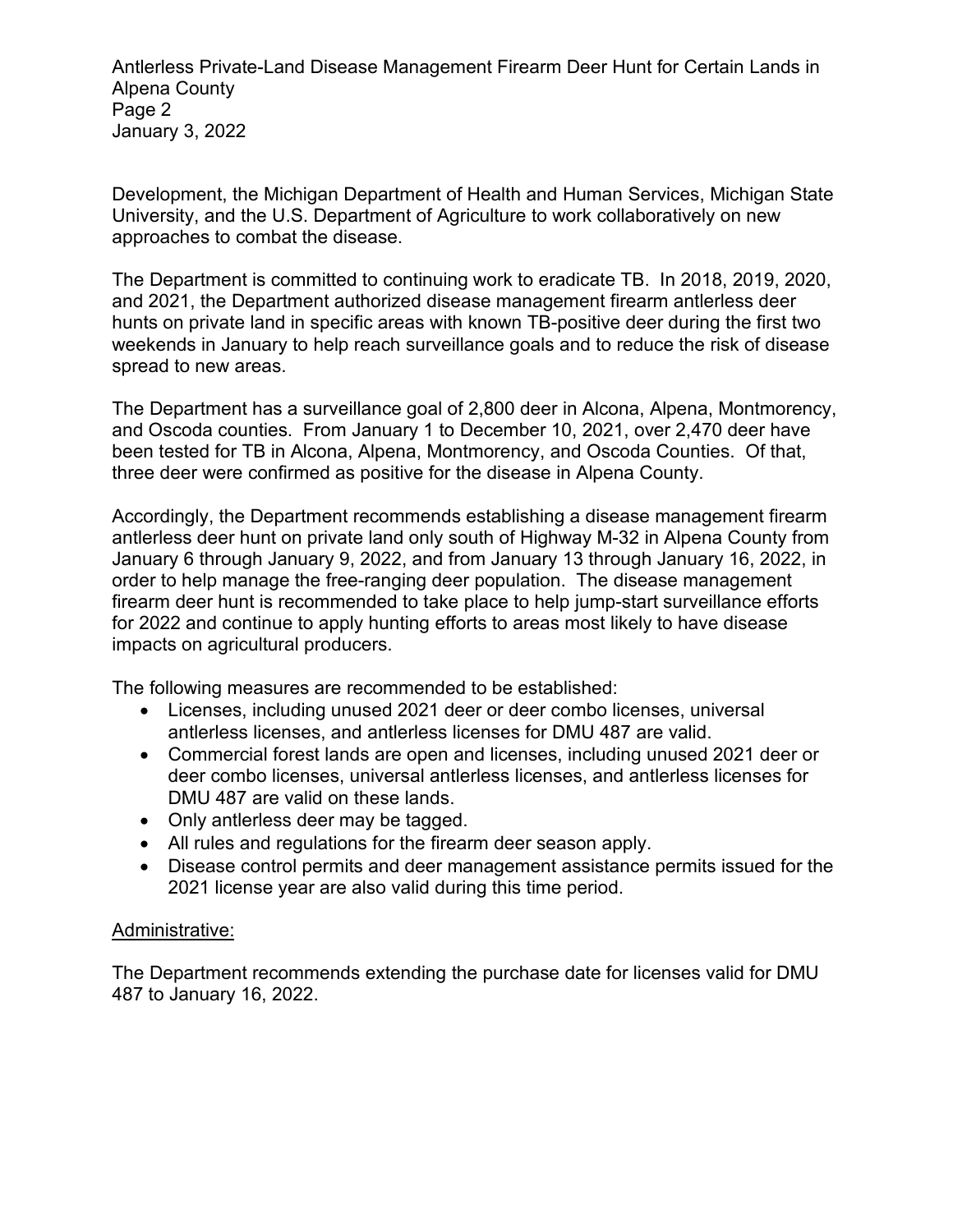Development, the Michigan Department of Health and Human Services, Michigan State University, and the U.S. Department of Agriculture to work collaboratively on new approaches to combat the disease.

The Department is committed to continuing work to eradicate TB. In 2018, 2019, 2020, and 2021, the Department authorized disease management firearm antlerless deer hunts on private land in specific areas with known TB-positive deer during the first two weekends in January to help reach surveillance goals and to reduce the risk of disease spread to new areas.

The Department has a surveillance goal of 2,800 deer in Alcona, Alpena, Montmorency, and Oscoda counties. From January 1 to December 10, 2021, over 2,470 deer have been tested for TB in Alcona, Alpena, Montmorency, and Oscoda Counties. Of that, three deer were confirmed as positive for the disease in Alpena County.

Accordingly, the Department recommends establishing a disease management firearm antlerless deer hunt on private land only south of Highway M-32 in Alpena County from January 6 through January 9, 2022, and from January 13 through January 16, 2022, in order to help manage the free-ranging deer population. The disease management firearm deer hunt is recommended to take place to help jump-start surveillance efforts for 2022 and continue to apply hunting efforts to areas most likely to have disease impacts on agricultural producers.

The following measures are recommended to be established:

- Licenses, including unused 2021 deer or deer combo licenses, universal antlerless licenses, and antlerless licenses for DMU 487 are valid.
- Commercial forest lands are open and licenses, including unused 2021 deer or deer combo licenses, universal antlerless licenses, and antlerless licenses for DMU 487 are valid on these lands.
- Only antlerless deer may be tagged.
- All rules and regulations for the firearm deer season apply.
- Disease control permits and deer management assistance permits issued for the 2021 license year are also valid during this time period.

<u>Administrative:</u>

The Department recommends extending the purchase date for licenses valid for DMU 487 to January 16, 2022.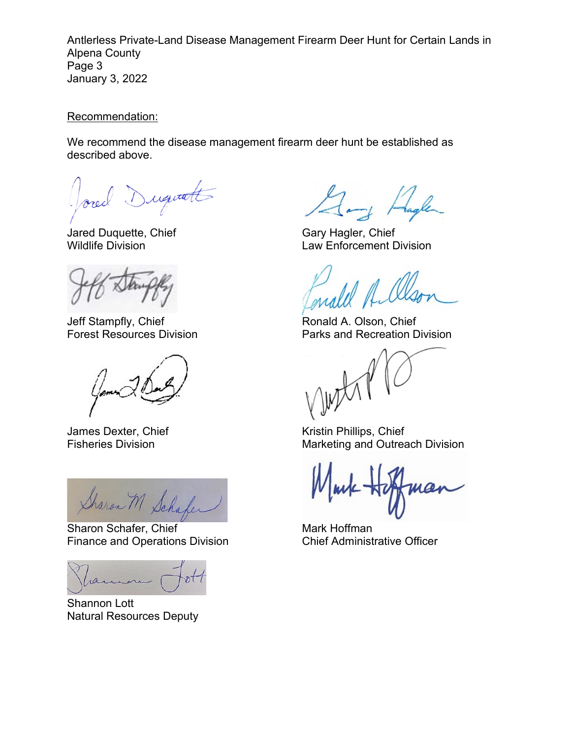Recommendation:

We recommend the disease management firearm deer hunt be established as described above.

Jared Duquette, Chief
Wildlife Division

Gary Hagler, Chief
Law Enforcement Division

Jeff Stampfly, Chief
Forest Resources Division

Ronald A. Olson, Chief
Parks and Recreation Division

James Dexter, Chief
Fisheries Division

Kristin Phillips, Chief
Marketing and Outreach Division

Sharon Schafer, Chief
Finance and Operations Division

Mark Hoffman
Chief Administrative Officer

Shannon Lott
Natural Resources Deputy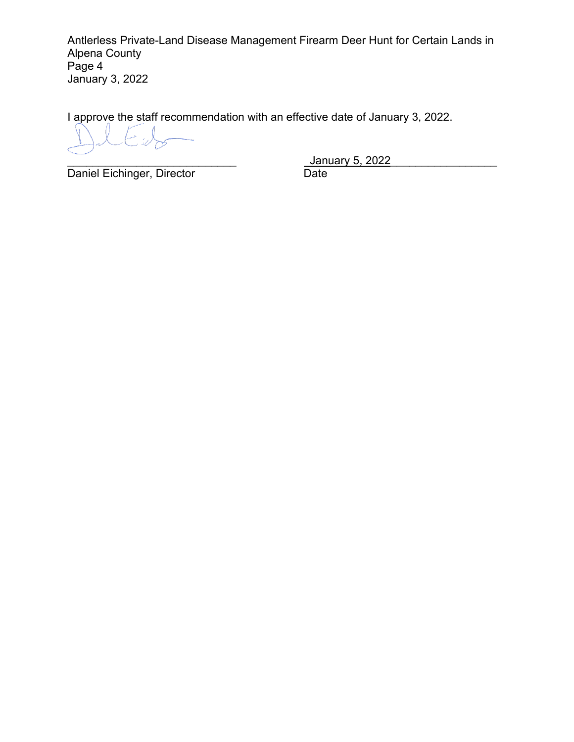I approve the staff recommendation with an effective date of January 3, 2022.

___________________________ January 5, 2022

Daniel Eichinger, Director Date